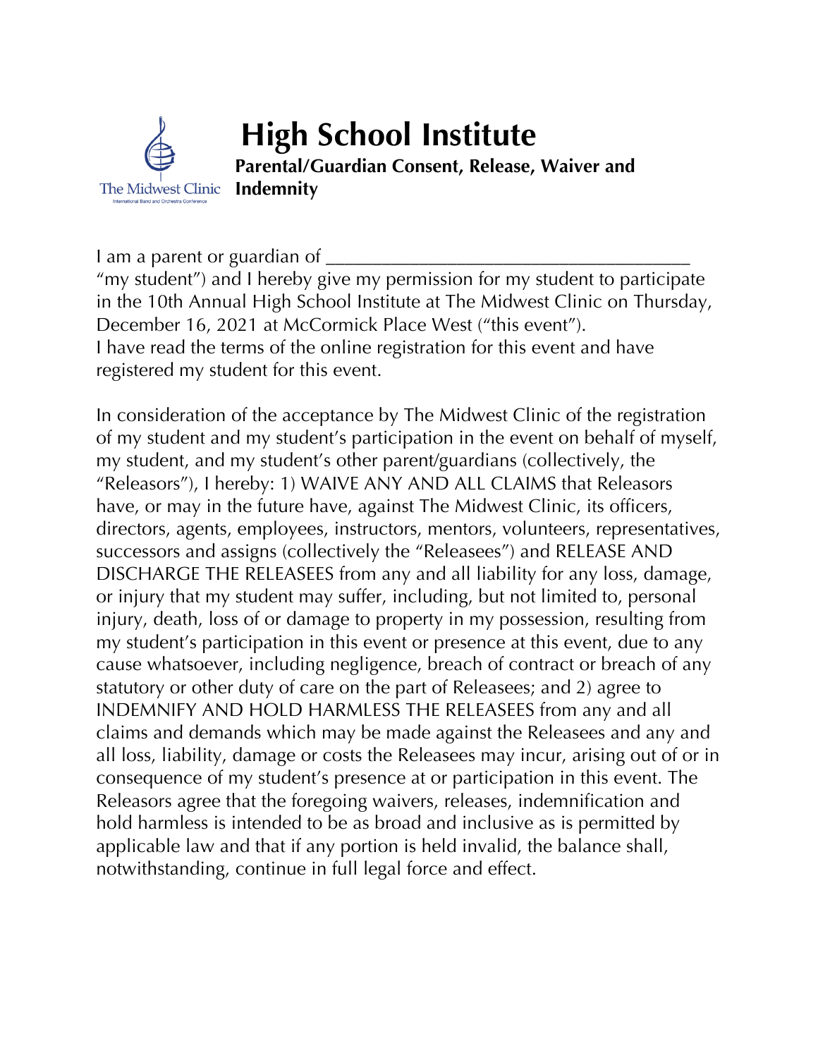The Midwest Clinic
International Band and Orchestra Conference

# High School Institute

**Parental/Guardian Consent, Release, Waiver and Indemnity**

I am a parent or guardian of ____________________________________ "my student") and I hereby give my permission for my student to participate in the 10th Annual High School Institute at The Midwest Clinic on Thursday, December 16, 2021 at McCormick Place West ("this event").
I have read the terms of the online registration for this event and have registered my student for this event.

In consideration of the acceptance by The Midwest Clinic of the registration of my student and my student's participation in the event on behalf of myself, my student, and my student's other parent/guardians (collectively, the "Releasors"), I hereby: 1) WAIVE ANY AND ALL CLAIMS that Releasors have, or may in the future have, against The Midwest Clinic, its officers, directors, agents, employees, instructors, mentors, volunteers, representatives, successors and assigns (collectively the "Releasees") and RELEASE AND DISCHARGE THE RELEASEES from any and all liability for any loss, damage, or injury that my student may suffer, including, but not limited to, personal injury, death, loss of or damage to property in my possession, resulting from my student's participation in this event or presence at this event, due to any cause whatsoever, including negligence, breach of contract or breach of any statutory or other duty of care on the part of Releasees; and 2) agree to INDEMNIFY AND HOLD HARMLESS THE RELEASEES from any and all claims and demands which may be made against the Releasees and any and all loss, liability, damage or costs the Releasees may incur, arising out of or in consequence of my student's presence at or participation in this event. The Releasors agree that the foregoing waivers, releases, indemnification and hold harmless is intended to be as broad and inclusive as is permitted by applicable law and that if any portion is held invalid, the balance shall, notwithstanding, continue in full legal force and effect.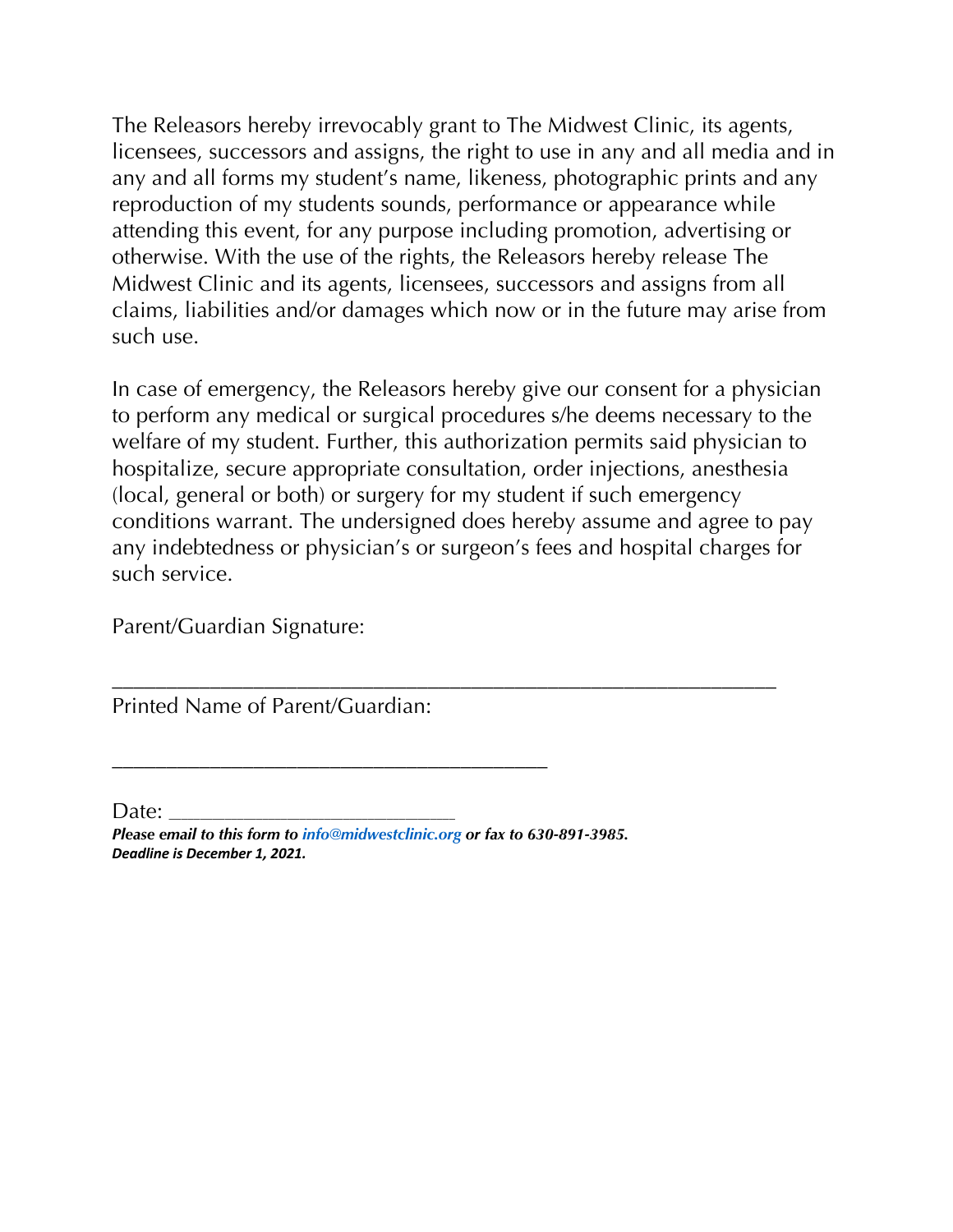The Releasors hereby irrevocably grant to The Midwest Clinic, its agents, licensees, successors and assigns, the right to use in any and all media and in any and all forms my student's name, likeness, photographic prints and any reproduction of my students sounds, performance or appearance while attending this event, for any purpose including promotion, advertising or otherwise. With the use of the rights, the Releasors hereby release The Midwest Clinic and its agents, licensees, successors and assigns from all claims, liabilities and/or damages which now or in the future may arise from such use.

In case of emergency, the Releasors hereby give our consent for a physician to perform any medical or surgical procedures s/he deems necessary to the welfare of my student. Further, this authorization permits said physician to hospitalize, secure appropriate consultation, order injections, anesthesia (local, general or both) or surgery for my student if such emergency conditions warrant. The undersigned does hereby assume and agree to pay any indebtedness or physician's or surgeon's fees and hospital charges for such service.

Parent/Guardian Signature:

_______________________________________________________

Printed Name of Parent/Guardian:

____________________________________

Date: ________________________

***Please email to this form to info@midwestclinic.org or fax to 630-891-3985.***
***Deadline is December 1, 2021.***